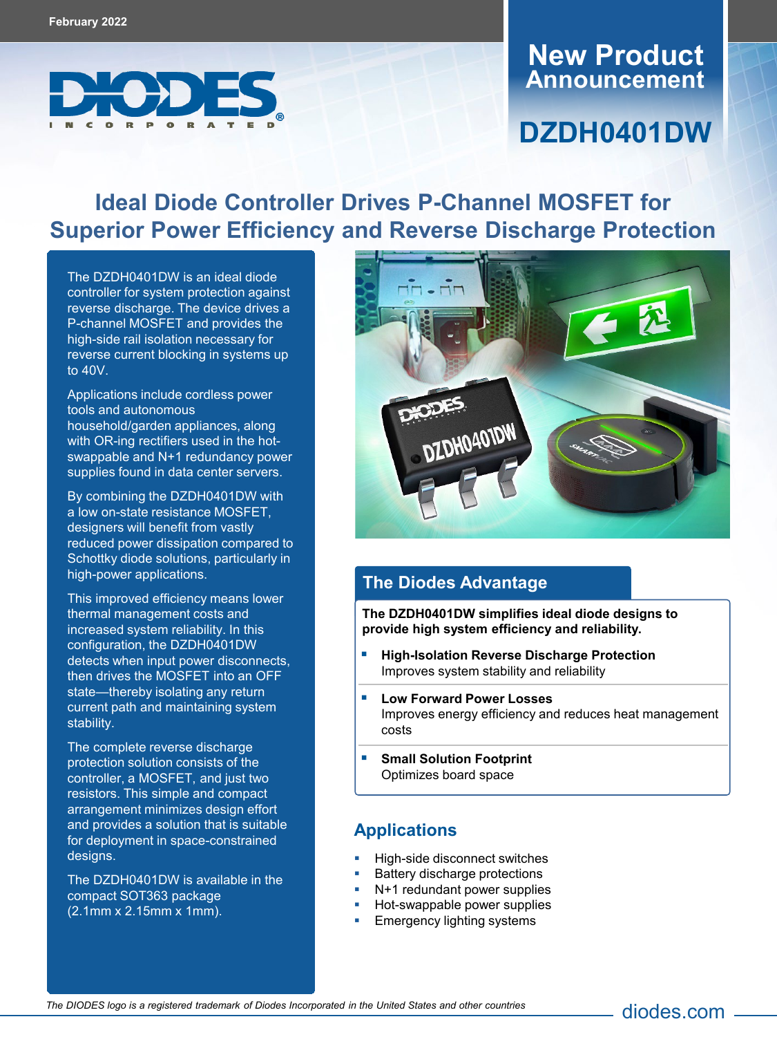February 2022

# New Product Announcement

## DZDH0401DW

# Ideal Diode Controller Drives P-Channel MOSFET for Superior Power Efficiency and Reverse Discharge Protection

The DZDH0401DW is an ideal diode controller for system protection against reverse discharge. The device drives a P-channel MOSFET and provides the high-side rail isolation necessary for reverse current blocking in systems up to 40V.

Applications include cordless power tools and autonomous household/garden appliances, along with OR-ing rectifiers used in the hot-swappable and N+1 redundancy power supplies found in data center servers.

By combining the DZDH0401DW with a low on-state resistance MOSFET, designers will benefit from vastly reduced power dissipation compared to Schottky diode solutions, particularly in high-power applications.

This improved efficiency means lower thermal management costs and increased system reliability. In this configuration, the DZDH0401DW detects when input power disconnects, then drives the MOSFET into an OFF state—thereby isolating any return current path and maintaining system stability.

The complete reverse discharge protection solution consists of the controller, a MOSFET, and just two resistors. This simple and compact arrangement minimizes design effort and provides a solution that is suitable for deployment in space-constrained designs.

The DZDH0401DW is available in the compact SOT363 package (2.1mm x 2.15mm x 1mm).

## The Diodes Advantage

**The DZDH0401DW simplifies ideal diode designs to provide high system efficiency and reliability.**

- **High-Isolation Reverse Discharge Protection**
  Improves system stability and reliability
- **Low Forward Power Losses**
  Improves energy efficiency and reduces heat management costs
- **Small Solution Footprint**
  Optimizes board space

## Applications

- High-side disconnect switches
- Battery discharge protections
- N+1 redundant power supplies
- Hot-swappable power supplies
- Emergency lighting systems

*The DIODES logo is a registered trademark of Diodes Incorporated in the United States and other countries*

diodes.com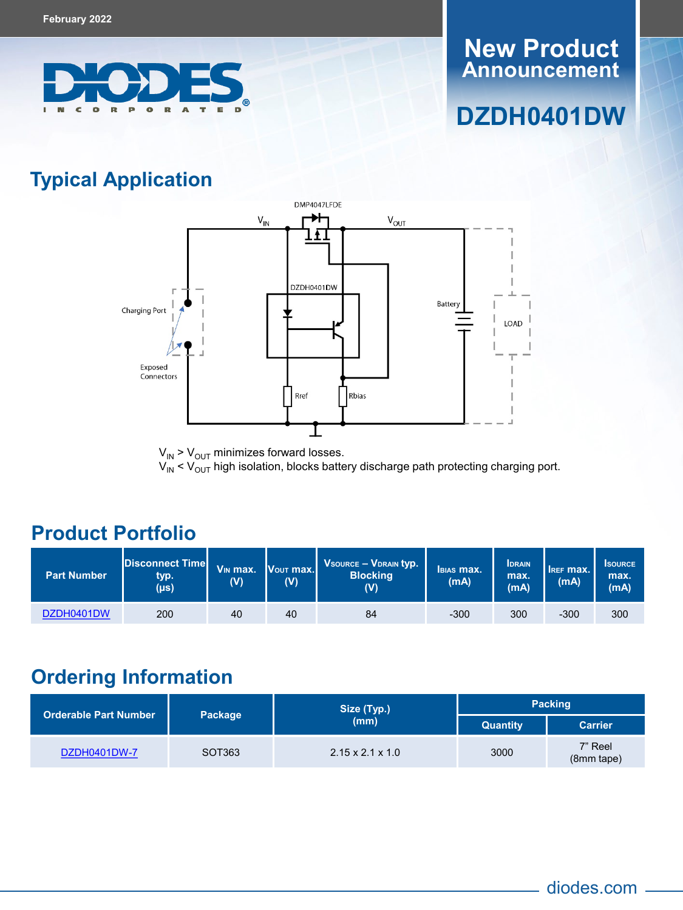February 2022

# New Product Announcement

# DZDH0401DW

## Typical Application

DMP4047LFDE

$V_{IN}$

$V_{OUT}$

DZDH0401DW

Charging Port

Exposed Connectors

Battery

LOAD

Rref

Rbias

$V_{IN} > V_{OUT}$ minimizes forward losses.
$V_{IN} < V_{OUT}$ high isolation, blocks battery discharge path protecting charging port.

## Product Portfolio

| Part Number | Disconnect Time typ. (µs) | $V_{IN}$ max. (V) | $V_{OUT}$ max. (V) | $V_{SOURCE}$ – $V_{DRAIN}$ typ. Blocking (V) | $I_{BIAS}$ max. (mA) | $I_{DRAIN}$ max. (mA) | $I_{REF}$ max. (mA) | $I_{SOURCE}$ max. (mA) |
|---|---|---|---|---|---|---|---|---|
| DZDH0401DW | 200 | 40 | 40 | 84 | -300 | 300 | -300 | 300 |

## Ordering Information

| Orderable Part Number | Package | Size (Typ.) (mm) | Packing | |
|---|---|---|---|---|
| | | | Quantity | Carrier |
| DZDH0401DW-7 | SOT363 | 2.15 x 2.1 x 1.0 | 3000 | 7" Reel (8mm tape) |

diodes.com